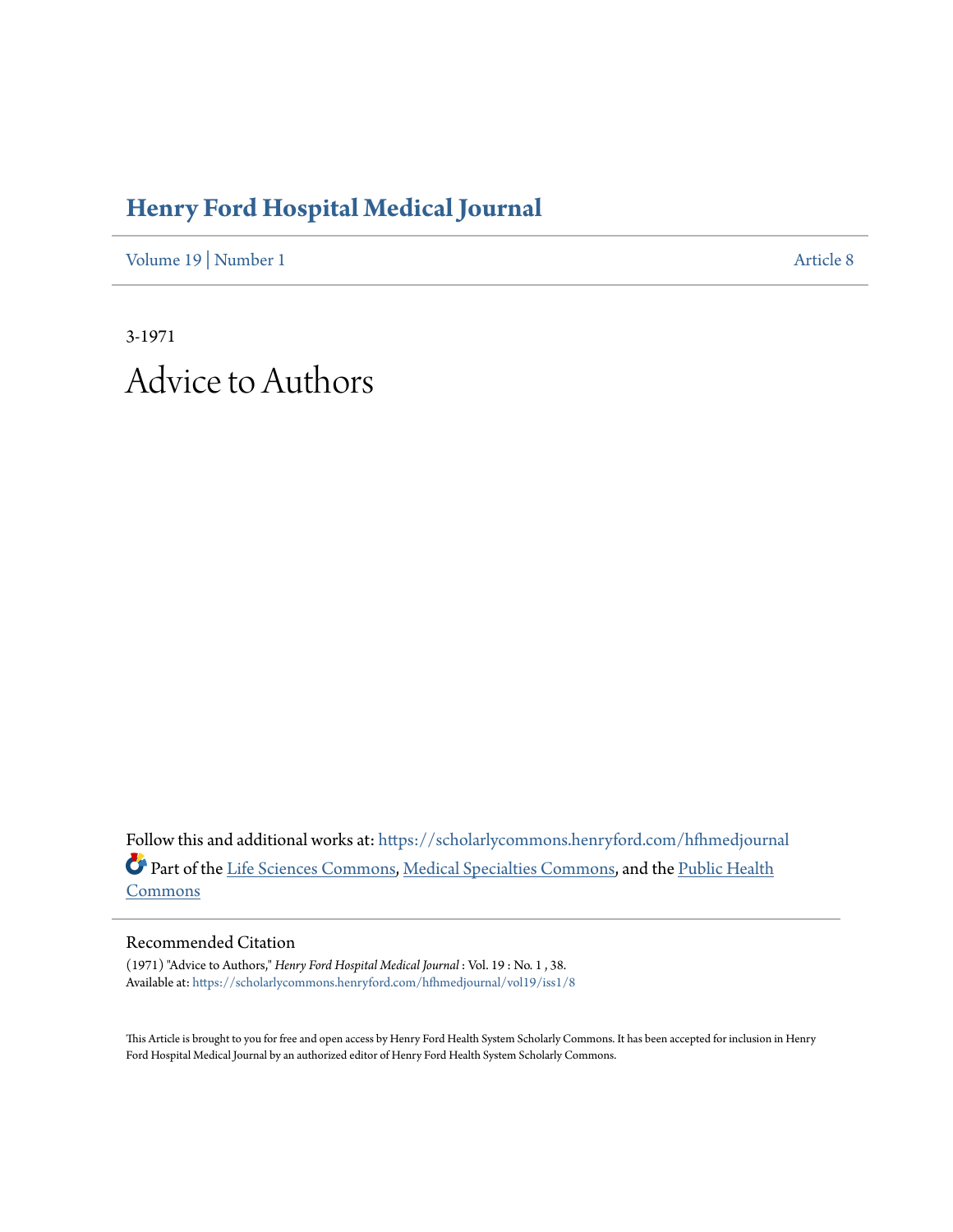# Henry Ford Hospital Medical Journal

Volume 19 | Number 1 | Article 8

3-1971

# Advice to Authors

Follow this and additional works at: https://scholarlycommons.henryford.com/hfhmedjournal

Part of the Life Sciences Commons, Medical Specialties Commons, and the Public Health Commons

## Recommended Citation

(1971) "Advice to Authors," *Henry Ford Hospital Medical Journal* : Vol. 19 : No. 1 , 38.
Available at: https://scholarlycommons.henryford.com/hfhmedjournal/vol19/iss1/8

This Article is brought to you for free and open access by Henry Ford Health System Scholarly Commons. It has been accepted for inclusion in Henry Ford Hospital Medical Journal by an authorized editor of Henry Ford Health System Scholarly Commons.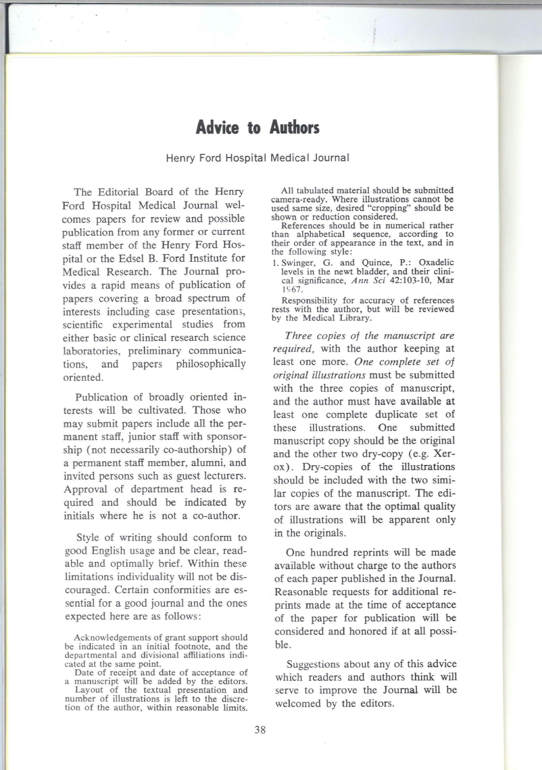# Advice to Authors

Henry Ford Hospital Medical Journal

The Editorial Board of the Henry Ford Hospital Medical Journal welcomes papers for review and possible publication from any former or current staff member of the Henry Ford Hospital or the Edsel B. Ford Institute for Medical Research. The Journal provides a rapid means of publication of papers covering a broad spectrum of interests including case presentations, scientific experimental studies from either basic or clinical research science laboratories, preliminary communications, and papers philosophically oriented.

Publication of broadly oriented interests will be cultivated. Those who may submit papers include all the permanent staff, junior staff with sponsorship (not necessarily co-authorship) of a permanent staff member, alumni, and invited persons such as guest lecturers. Approval of department head is required and should be indicated by initials where he is not a co-author.

Style of writing should conform to good English usage and be clear, readable and optimally brief. Within these limitations individuality will not be discouraged. Certain conformities are essential for a good journal and the ones expected here are as follows:

Acknowledgements of grant support should be indicated in an initial footnote, and the departmental and divisional affiliations indicated at the same point.

Date of receipt and date of acceptance of a manuscript will be added by the editors.

Layout of the textual presentation and number of illustrations is left to the discretion of the author, within reasonable limits.

All tabulated material should be submitted camera-ready. Where illustrations cannot be used same size, desired "cropping" should be shown or reduction considered.

References should be in numerical rather than alphabetical sequence, according to their order of appearance in the text, and in the following style:

1. Swinger, G. and Quince, P.: Oxadelic levels in the newt bladder, and their clinical significance, *Ann Sci* 42:103-10, Mar 1967.

Responsibility for accuracy of references rests with the author, but will be reviewed by the Medical Library.

*Three copies of the manuscript are required,* with the author keeping at least one more. *One complete set of original illustrations* must be submitted with the three copies of manuscript, and the author must have available at least one complete duplicate set of these illustrations. One submitted manuscript copy should be the original and the other two dry-copy (e.g. Xerox). Dry-copies of the illustrations should be included with the two similar copies of the manuscript. The editors are aware that the optimal quality of illustrations will be apparent only in the originals.

One hundred reprints will be made available without charge to the authors of each paper published in the Journal. Reasonable requests for additional reprints made at the time of acceptance of the paper for publication will be considered and honored if at all possible.

Suggestions about any of this advice which readers and authors think will serve to improve the Journal will be welcomed by the editors.